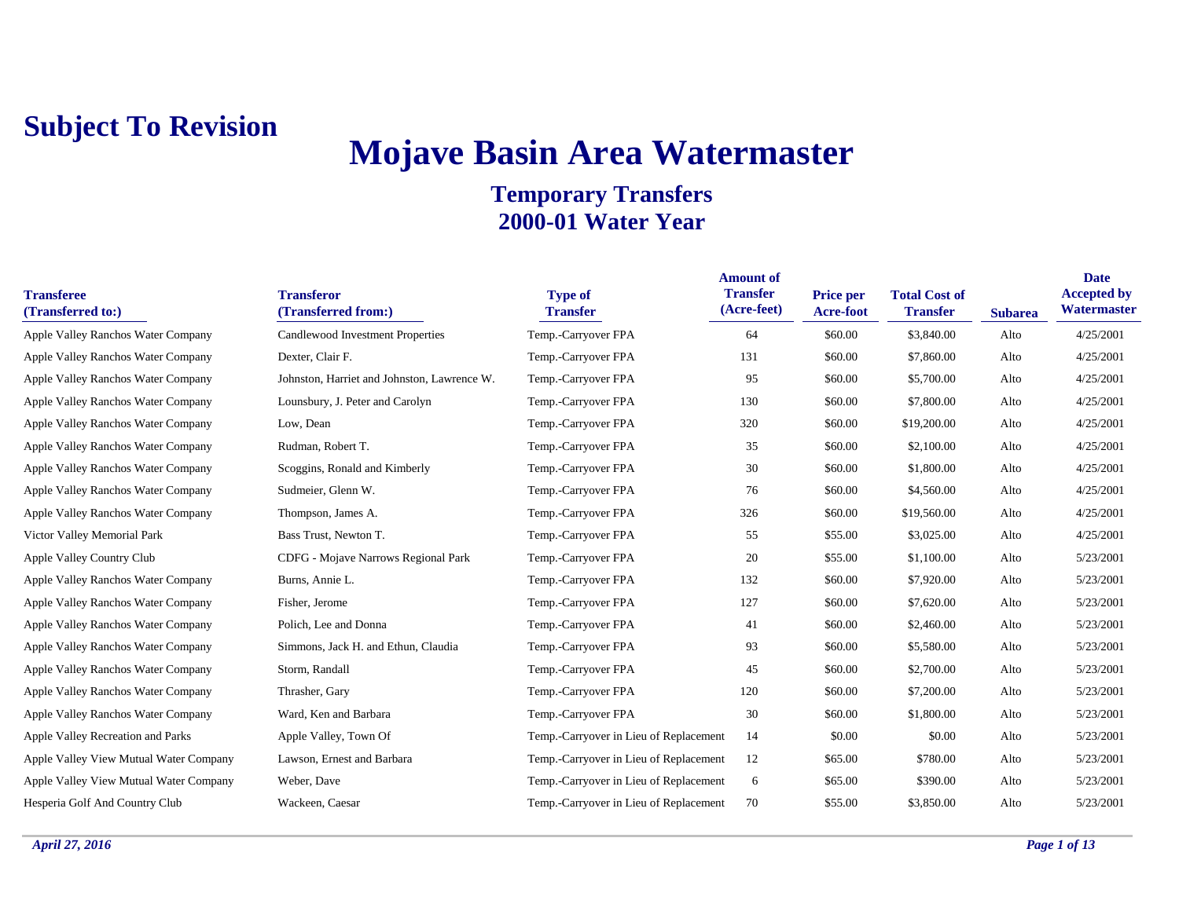**Subject To Revision**

# Mojave Basin Area Watermaster

## Temporary Transfers
## 2000-01 Water Year

| Transferee (Transferred to:) | Transferor (Transferred from:) | Type of Transfer | Amount of Transfer (Acre-feet) | Price per Acre-foot | Total Cost of Transfer | Subarea | Date Accepted by Watermaster |
|---|---|---|---|---|---|---|---|
| Apple Valley Ranchos Water Company | Candlewood Investment Properties | Temp.-Carryover FPA | 64 | $60.00 | $3,840.00 | Alto | 4/25/2001 |
| Apple Valley Ranchos Water Company | Dexter, Clair F. | Temp.-Carryover FPA | 131 | $60.00 | $7,860.00 | Alto | 4/25/2001 |
| Apple Valley Ranchos Water Company | Johnston, Harriet and Johnston, Lawrence W. | Temp.-Carryover FPA | 95 | $60.00 | $5,700.00 | Alto | 4/25/2001 |
| Apple Valley Ranchos Water Company | Lounsbury, J. Peter and Carolyn | Temp.-Carryover FPA | 130 | $60.00 | $7,800.00 | Alto | 4/25/2001 |
| Apple Valley Ranchos Water Company | Low, Dean | Temp.-Carryover FPA | 320 | $60.00 | $19,200.00 | Alto | 4/25/2001 |
| Apple Valley Ranchos Water Company | Rudman, Robert T. | Temp.-Carryover FPA | 35 | $60.00 | $2,100.00 | Alto | 4/25/2001 |
| Apple Valley Ranchos Water Company | Scoggins, Ronald and Kimberly | Temp.-Carryover FPA | 30 | $60.00 | $1,800.00 | Alto | 4/25/2001 |
| Apple Valley Ranchos Water Company | Sudmeier, Glenn W. | Temp.-Carryover FPA | 76 | $60.00 | $4,560.00 | Alto | 4/25/2001 |
| Apple Valley Ranchos Water Company | Thompson, James A. | Temp.-Carryover FPA | 326 | $60.00 | $19,560.00 | Alto | 4/25/2001 |
| Victor Valley Memorial Park | Bass Trust, Newton T. | Temp.-Carryover FPA | 55 | $55.00 | $3,025.00 | Alto | 4/25/2001 |
| Apple Valley Country Club | CDFG - Mojave Narrows Regional Park | Temp.-Carryover FPA | 20 | $55.00 | $1,100.00 | Alto | 5/23/2001 |
| Apple Valley Ranchos Water Company | Burns, Annie L. | Temp.-Carryover FPA | 132 | $60.00 | $7,920.00 | Alto | 5/23/2001 |
| Apple Valley Ranchos Water Company | Fisher, Jerome | Temp.-Carryover FPA | 127 | $60.00 | $7,620.00 | Alto | 5/23/2001 |
| Apple Valley Ranchos Water Company | Polich, Lee and Donna | Temp.-Carryover FPA | 41 | $60.00 | $2,460.00 | Alto | 5/23/2001 |
| Apple Valley Ranchos Water Company | Simmons, Jack H. and Ethun, Claudia | Temp.-Carryover FPA | 93 | $60.00 | $5,580.00 | Alto | 5/23/2001 |
| Apple Valley Ranchos Water Company | Storm, Randall | Temp.-Carryover FPA | 45 | $60.00 | $2,700.00 | Alto | 5/23/2001 |
| Apple Valley Ranchos Water Company | Thrasher, Gary | Temp.-Carryover FPA | 120 | $60.00 | $7,200.00 | Alto | 5/23/2001 |
| Apple Valley Ranchos Water Company | Ward, Ken and Barbara | Temp.-Carryover FPA | 30 | $60.00 | $1,800.00 | Alto | 5/23/2001 |
| Apple Valley Recreation and Parks | Apple Valley, Town Of | Temp.-Carryover in Lieu of Replacement | 14 | $0.00 | $0.00 | Alto | 5/23/2001 |
| Apple Valley View Mutual Water Company | Lawson, Ernest and Barbara | Temp.-Carryover in Lieu of Replacement | 12 | $65.00 | $780.00 | Alto | 5/23/2001 |
| Apple Valley View Mutual Water Company | Weber, Dave | Temp.-Carryover in Lieu of Replacement | 6 | $65.00 | $390.00 | Alto | 5/23/2001 |
| Hesperia Golf And Country Club | Wackeen, Caesar | Temp.-Carryover in Lieu of Replacement | 70 | $55.00 | $3,850.00 | Alto | 5/23/2001 |

*April 27, 2016*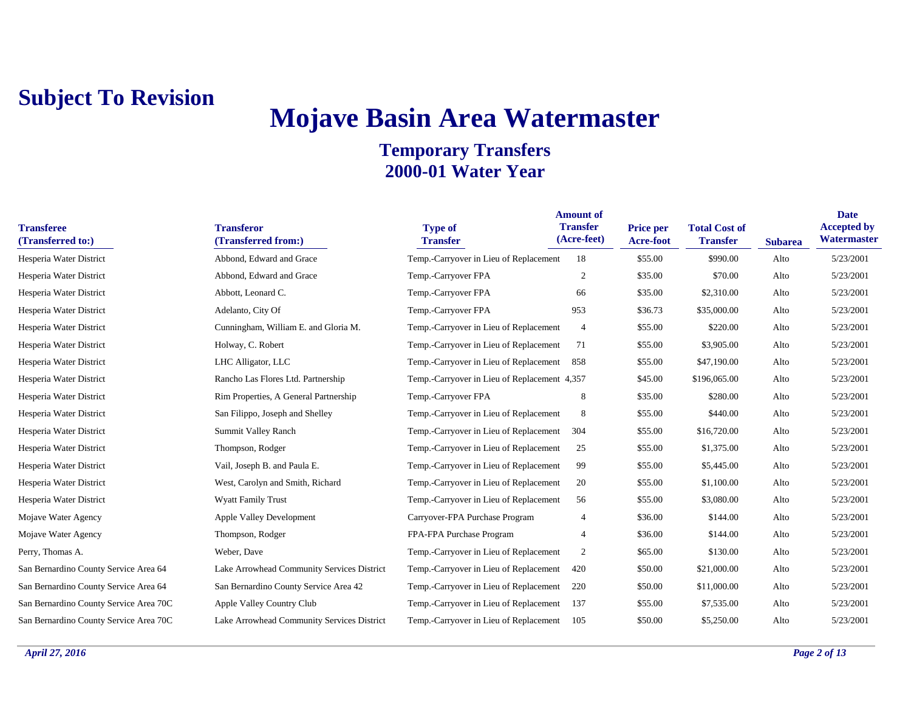**Subject To Revision**

# Mojave Basin Area Watermaster

## Temporary Transfers
## 2000-01 Water Year

| Transferee (Transferred to:) | Transferor (Transferred from:) | Type of Transfer | Amount of Transfer (Acre-feet) | Price per Acre-foot | Total Cost of Transfer | Subarea | Date Accepted by Watermaster |
|---|---|---|---|---|---|---|---|
| Hesperia Water District | Abbond, Edward and Grace | Temp.-Carryover in Lieu of Replacement | 18 | $55.00 | $990.00 | Alto | 5/23/2001 |
| Hesperia Water District | Abbond, Edward and Grace | Temp.-Carryover FPA | 2 | $35.00 | $70.00 | Alto | 5/23/2001 |
| Hesperia Water District | Abbott, Leonard C. | Temp.-Carryover FPA | 66 | $35.00 | $2,310.00 | Alto | 5/23/2001 |
| Hesperia Water District | Adelanto, City Of | Temp.-Carryover FPA | 953 | $36.73 | $35,000.00 | Alto | 5/23/2001 |
| Hesperia Water District | Cunningham, William E. and Gloria M. | Temp.-Carryover in Lieu of Replacement | 4 | $55.00 | $220.00 | Alto | 5/23/2001 |
| Hesperia Water District | Holway, C. Robert | Temp.-Carryover in Lieu of Replacement | 71 | $55.00 | $3,905.00 | Alto | 5/23/2001 |
| Hesperia Water District | LHC Alligator, LLC | Temp.-Carryover in Lieu of Replacement | 858 | $55.00 | $47,190.00 | Alto | 5/23/2001 |
| Hesperia Water District | Rancho Las Flores Ltd. Partnership | Temp.-Carryover in Lieu of Replacement | 4,357 | $45.00 | $196,065.00 | Alto | 5/23/2001 |
| Hesperia Water District | Rim Properties, A General Partnership | Temp.-Carryover FPA | 8 | $35.00 | $280.00 | Alto | 5/23/2001 |
| Hesperia Water District | San Filippo, Joseph and Shelley | Temp.-Carryover in Lieu of Replacement | 8 | $55.00 | $440.00 | Alto | 5/23/2001 |
| Hesperia Water District | Summit Valley Ranch | Temp.-Carryover in Lieu of Replacement | 304 | $55.00 | $16,720.00 | Alto | 5/23/2001 |
| Hesperia Water District | Thompson, Rodger | Temp.-Carryover in Lieu of Replacement | 25 | $55.00 | $1,375.00 | Alto | 5/23/2001 |
| Hesperia Water District | Vail, Joseph B. and Paula E. | Temp.-Carryover in Lieu of Replacement | 99 | $55.00 | $5,445.00 | Alto | 5/23/2001 |
| Hesperia Water District | West, Carolyn and Smith, Richard | Temp.-Carryover in Lieu of Replacement | 20 | $55.00 | $1,100.00 | Alto | 5/23/2001 |
| Hesperia Water District | Wyatt Family Trust | Temp.-Carryover in Lieu of Replacement | 56 | $55.00 | $3,080.00 | Alto | 5/23/2001 |
| Mojave Water Agency | Apple Valley Development | Carryover-FPA Purchase Program | 4 | $36.00 | $144.00 | Alto | 5/23/2001 |
| Mojave Water Agency | Thompson, Rodger | FPA-FPA Purchase Program | 4 | $36.00 | $144.00 | Alto | 5/23/2001 |
| Perry, Thomas A. | Weber, Dave | Temp.-Carryover in Lieu of Replacement | 2 | $65.00 | $130.00 | Alto | 5/23/2001 |
| San Bernardino County Service Area 64 | Lake Arrowhead Community Services District | Temp.-Carryover in Lieu of Replacement | 420 | $50.00 | $21,000.00 | Alto | 5/23/2001 |
| San Bernardino County Service Area 64 | San Bernardino County Service Area 42 | Temp.-Carryover in Lieu of Replacement | 220 | $50.00 | $11,000.00 | Alto | 5/23/2001 |
| San Bernardino County Service Area 70C | Apple Valley Country Club | Temp.-Carryover in Lieu of Replacement | 137 | $55.00 | $7,535.00 | Alto | 5/23/2001 |
| San Bernardino County Service Area 70C | Lake Arrowhead Community Services District | Temp.-Carryover in Lieu of Replacement | 105 | $50.00 | $5,250.00 | Alto | 5/23/2001 |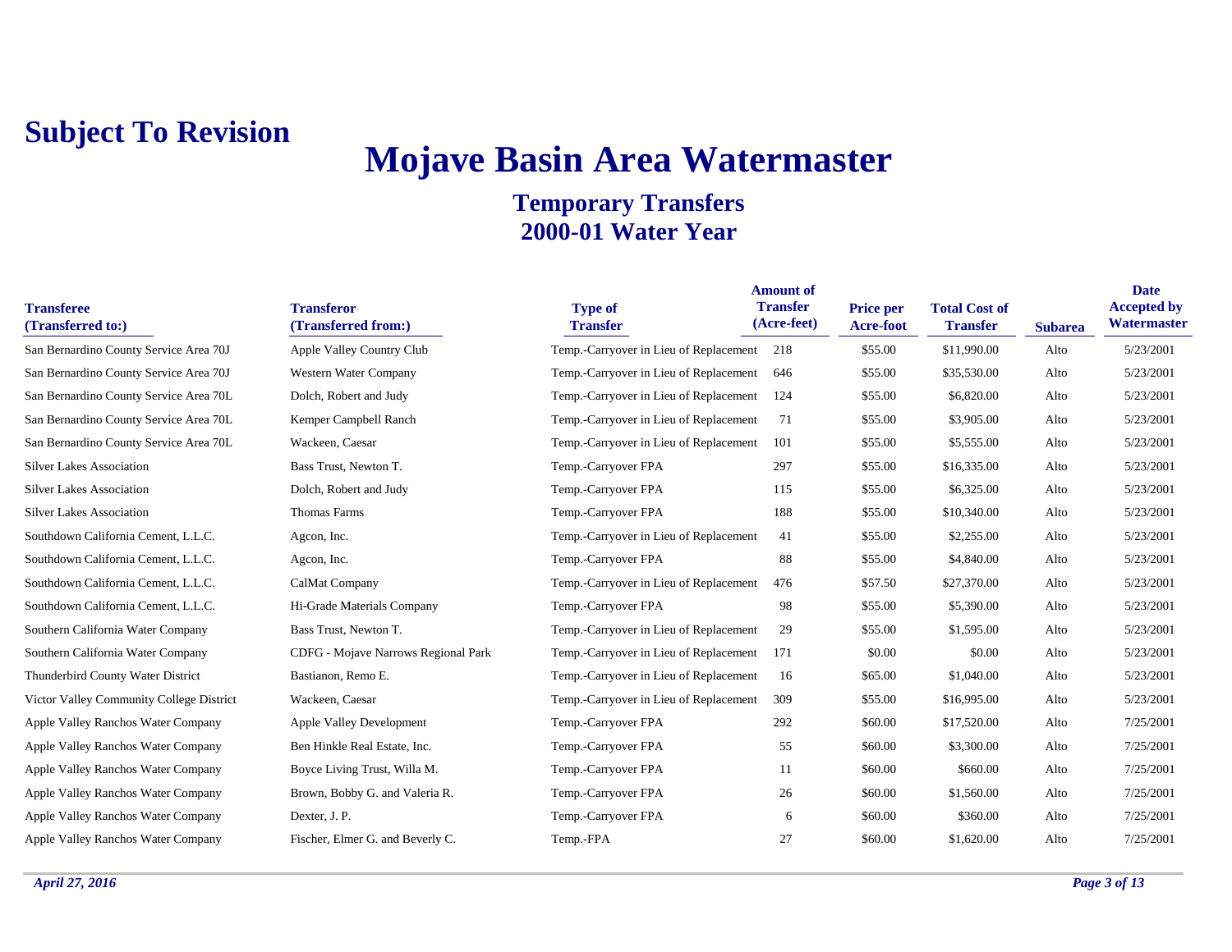**Subject To Revision**

# Mojave Basin Area Watermaster

## Temporary Transfers
## 2000-01 Water Year

| Transferee (Transferred to:) | Transferor (Transferred from:) | Type of Transfer | Amount of Transfer (Acre-feet) | Price per Acre-foot | Total Cost of Transfer | Subarea | Date Accepted by Watermaster |
|---|---|---|---|---|---|---|---|
| San Bernardino County Service Area 70J | Apple Valley Country Club | Temp.-Carryover in Lieu of Replacement | 218 | $55.00 | $11,990.00 | Alto | 5/23/2001 |
| San Bernardino County Service Area 70J | Western Water Company | Temp.-Carryover in Lieu of Replacement | 646 | $55.00 | $35,530.00 | Alto | 5/23/2001 |
| San Bernardino County Service Area 70L | Dolch, Robert and Judy | Temp.-Carryover in Lieu of Replacement | 124 | $55.00 | $6,820.00 | Alto | 5/23/2001 |
| San Bernardino County Service Area 70L | Kemper Campbell Ranch | Temp.-Carryover in Lieu of Replacement | 71 | $55.00 | $3,905.00 | Alto | 5/23/2001 |
| San Bernardino County Service Area 70L | Wackeen, Caesar | Temp.-Carryover in Lieu of Replacement | 101 | $55.00 | $5,555.00 | Alto | 5/23/2001 |
| Silver Lakes Association | Bass Trust, Newton T. | Temp.-Carryover FPA | 297 | $55.00 | $16,335.00 | Alto | 5/23/2001 |
| Silver Lakes Association | Dolch, Robert and Judy | Temp.-Carryover FPA | 115 | $55.00 | $6,325.00 | Alto | 5/23/2001 |
| Silver Lakes Association | Thomas Farms | Temp.-Carryover FPA | 188 | $55.00 | $10,340.00 | Alto | 5/23/2001 |
| Southdown California Cement, L.L.C. | Agcon, Inc. | Temp.-Carryover in Lieu of Replacement | 41 | $55.00 | $2,255.00 | Alto | 5/23/2001 |
| Southdown California Cement, L.L.C. | Agcon, Inc. | Temp.-Carryover FPA | 88 | $55.00 | $4,840.00 | Alto | 5/23/2001 |
| Southdown California Cement, L.L.C. | CalMat Company | Temp.-Carryover in Lieu of Replacement | 476 | $57.50 | $27,370.00 | Alto | 5/23/2001 |
| Southdown California Cement, L.L.C. | Hi-Grade Materials Company | Temp.-Carryover FPA | 98 | $55.00 | $5,390.00 | Alto | 5/23/2001 |
| Southern California Water Company | Bass Trust, Newton T. | Temp.-Carryover in Lieu of Replacement | 29 | $55.00 | $1,595.00 | Alto | 5/23/2001 |
| Southern California Water Company | CDFG - Mojave Narrows Regional Park | Temp.-Carryover in Lieu of Replacement | 171 | $0.00 | $0.00 | Alto | 5/23/2001 |
| Thunderbird County Water District | Bastianon, Remo E. | Temp.-Carryover in Lieu of Replacement | 16 | $65.00 | $1,040.00 | Alto | 5/23/2001 |
| Victor Valley Community College District | Wackeen, Caesar | Temp.-Carryover in Lieu of Replacement | 309 | $55.00 | $16,995.00 | Alto | 5/23/2001 |
| Apple Valley Ranchos Water Company | Apple Valley Development | Temp.-Carryover FPA | 292 | $60.00 | $17,520.00 | Alto | 7/25/2001 |
| Apple Valley Ranchos Water Company | Ben Hinkle Real Estate, Inc. | Temp.-Carryover FPA | 55 | $60.00 | $3,300.00 | Alto | 7/25/2001 |
| Apple Valley Ranchos Water Company | Boyce Living Trust, Willa M. | Temp.-Carryover FPA | 11 | $60.00 | $660.00 | Alto | 7/25/2001 |
| Apple Valley Ranchos Water Company | Brown, Bobby G. and Valeria R. | Temp.-Carryover FPA | 26 | $60.00 | $1,560.00 | Alto | 7/25/2001 |
| Apple Valley Ranchos Water Company | Dexter, J. P. | Temp.-Carryover FPA | 6 | $60.00 | $360.00 | Alto | 7/25/2001 |
| Apple Valley Ranchos Water Company | Fischer, Elmer G. and Beverly C. | Temp.-FPA | 27 | $60.00 | $1,620.00 | Alto | 7/25/2001 |

*April 27, 2016*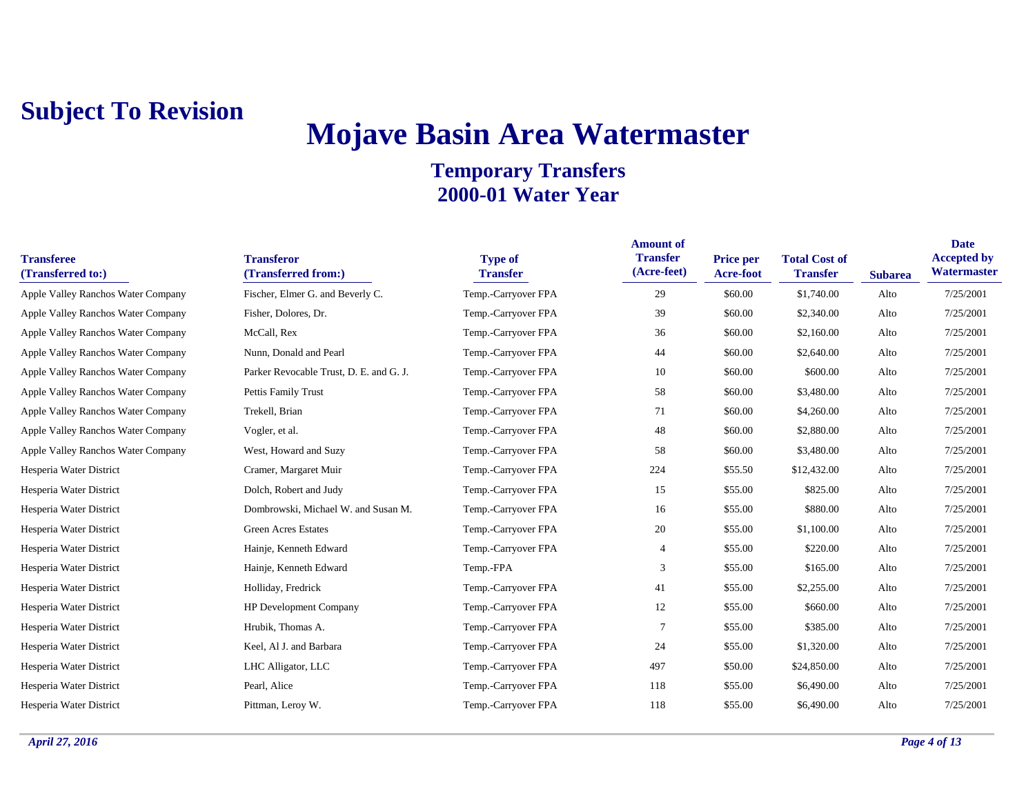# Subject To Revision

# Mojave Basin Area Watermaster

## Temporary Transfers
## 2000-01 Water Year

| Transferee (Transferred to:) | Transferor (Transferred from:) | Type of Transfer | Amount of Transfer (Acre-feet) | Price per Acre-foot | Total Cost of Transfer | Subarea | Date Accepted by Watermaster |
|---|---|---|---|---|---|---|---|
| Apple Valley Ranchos Water Company | Fischer, Elmer G. and Beverly C. | Temp.-Carryover FPA | 29 | $60.00 | $1,740.00 | Alto | 7/25/2001 |
| Apple Valley Ranchos Water Company | Fisher, Dolores, Dr. | Temp.-Carryover FPA | 39 | $60.00 | $2,340.00 | Alto | 7/25/2001 |
| Apple Valley Ranchos Water Company | McCall, Rex | Temp.-Carryover FPA | 36 | $60.00 | $2,160.00 | Alto | 7/25/2001 |
| Apple Valley Ranchos Water Company | Nunn, Donald and Pearl | Temp.-Carryover FPA | 44 | $60.00 | $2,640.00 | Alto | 7/25/2001 |
| Apple Valley Ranchos Water Company | Parker Revocable Trust, D. E. and G. J. | Temp.-Carryover FPA | 10 | $60.00 | $600.00 | Alto | 7/25/2001 |
| Apple Valley Ranchos Water Company | Pettis Family Trust | Temp.-Carryover FPA | 58 | $60.00 | $3,480.00 | Alto | 7/25/2001 |
| Apple Valley Ranchos Water Company | Trekell, Brian | Temp.-Carryover FPA | 71 | $60.00 | $4,260.00 | Alto | 7/25/2001 |
| Apple Valley Ranchos Water Company | Vogler, et al. | Temp.-Carryover FPA | 48 | $60.00 | $2,880.00 | Alto | 7/25/2001 |
| Apple Valley Ranchos Water Company | West, Howard and Suzy | Temp.-Carryover FPA | 58 | $60.00 | $3,480.00 | Alto | 7/25/2001 |
| Hesperia Water District | Cramer, Margaret Muir | Temp.-Carryover FPA | 224 | $55.50 | $12,432.00 | Alto | 7/25/2001 |
| Hesperia Water District | Dolch, Robert and Judy | Temp.-Carryover FPA | 15 | $55.00 | $825.00 | Alto | 7/25/2001 |
| Hesperia Water District | Dombrowski, Michael W. and Susan M. | Temp.-Carryover FPA | 16 | $55.00 | $880.00 | Alto | 7/25/2001 |
| Hesperia Water District | Green Acres Estates | Temp.-Carryover FPA | 20 | $55.00 | $1,100.00 | Alto | 7/25/2001 |
| Hesperia Water District | Hainje, Kenneth Edward | Temp.-Carryover FPA | 4 | $55.00 | $220.00 | Alto | 7/25/2001 |
| Hesperia Water District | Hainje, Kenneth Edward | Temp.-FPA | 3 | $55.00 | $165.00 | Alto | 7/25/2001 |
| Hesperia Water District | Holliday, Fredrick | Temp.-Carryover FPA | 41 | $55.00 | $2,255.00 | Alto | 7/25/2001 |
| Hesperia Water District | HP Development Company | Temp.-Carryover FPA | 12 | $55.00 | $660.00 | Alto | 7/25/2001 |
| Hesperia Water District | Hrubik, Thomas A. | Temp.-Carryover FPA | 7 | $55.00 | $385.00 | Alto | 7/25/2001 |
| Hesperia Water District | Keel, Al J. and Barbara | Temp.-Carryover FPA | 24 | $55.00 | $1,320.00 | Alto | 7/25/2001 |
| Hesperia Water District | LHC Alligator, LLC | Temp.-Carryover FPA | 497 | $50.00 | $24,850.00 | Alto | 7/25/2001 |
| Hesperia Water District | Pearl, Alice | Temp.-Carryover FPA | 118 | $55.00 | $6,490.00 | Alto | 7/25/2001 |
| Hesperia Water District | Pittman, Leroy W. | Temp.-Carryover FPA | 118 | $55.00 | $6,490.00 | Alto | 7/25/2001 |

*April 27, 2016*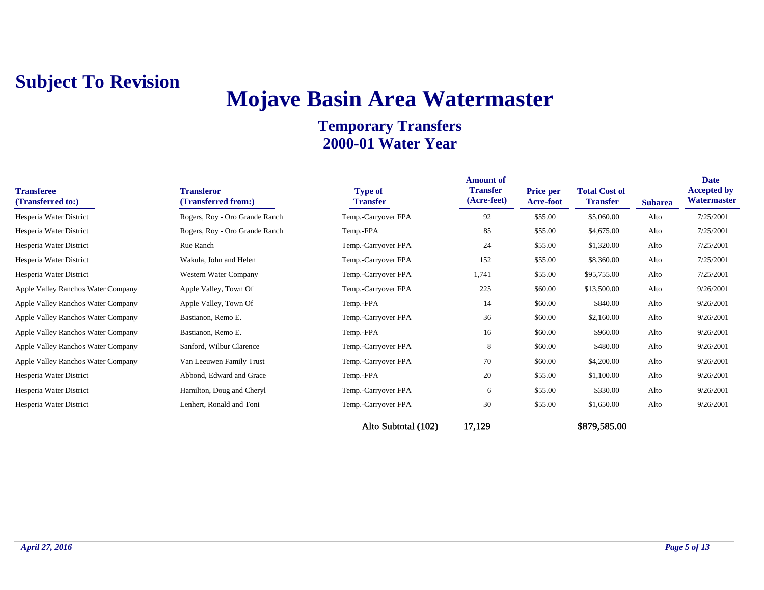**Subject To Revision**

# Mojave Basin Area Watermaster

## Temporary Transfers
## 2000-01 Water Year

| Transferee (Transferred to:) | Transferor (Transferred from:) | Type of Transfer | Amount of Transfer (Acre-feet) | Price per Acre-foot | Total Cost of Transfer | Subarea | Date Accepted by Watermaster |
|---|---|---|---|---|---|---|---|
| Hesperia Water District | Rogers, Roy - Oro Grande Ranch | Temp.-Carryover FPA | 92 | $55.00 | $5,060.00 | Alto | 7/25/2001 |
| Hesperia Water District | Rogers, Roy - Oro Grande Ranch | Temp.-FPA | 85 | $55.00 | $4,675.00 | Alto | 7/25/2001 |
| Hesperia Water District | Rue Ranch | Temp.-Carryover FPA | 24 | $55.00 | $1,320.00 | Alto | 7/25/2001 |
| Hesperia Water District | Wakula, John and Helen | Temp.-Carryover FPA | 152 | $55.00 | $8,360.00 | Alto | 7/25/2001 |
| Hesperia Water District | Western Water Company | Temp.-Carryover FPA | 1,741 | $55.00 | $95,755.00 | Alto | 7/25/2001 |
| Apple Valley Ranchos Water Company | Apple Valley, Town Of | Temp.-Carryover FPA | 225 | $60.00 | $13,500.00 | Alto | 9/26/2001 |
| Apple Valley Ranchos Water Company | Apple Valley, Town Of | Temp.-FPA | 14 | $60.00 | $840.00 | Alto | 9/26/2001 |
| Apple Valley Ranchos Water Company | Bastianon, Remo E. | Temp.-Carryover FPA | 36 | $60.00 | $2,160.00 | Alto | 9/26/2001 |
| Apple Valley Ranchos Water Company | Bastianon, Remo E. | Temp.-FPA | 16 | $60.00 | $960.00 | Alto | 9/26/2001 |
| Apple Valley Ranchos Water Company | Sanford, Wilbur Clarence | Temp.-Carryover FPA | 8 | $60.00 | $480.00 | Alto | 9/26/2001 |
| Apple Valley Ranchos Water Company | Van Leeuwen Family Trust | Temp.-Carryover FPA | 70 | $60.00 | $4,200.00 | Alto | 9/26/2001 |
| Hesperia Water District | Abbond, Edward and Grace | Temp.-FPA | 20 | $55.00 | $1,100.00 | Alto | 9/26/2001 |
| Hesperia Water District | Hamilton, Doug and Cheryl | Temp.-Carryover FPA | 6 | $55.00 | $330.00 | Alto | 9/26/2001 |
| Hesperia Water District | Lenhert, Ronald and Toni | Temp.-Carryover FPA | 30 | $55.00 | $1,650.00 | Alto | 9/26/2001 |
| | | Alto Subtotal (102) | 17,129 | | $879,585.00 | | |

*April 27, 2016*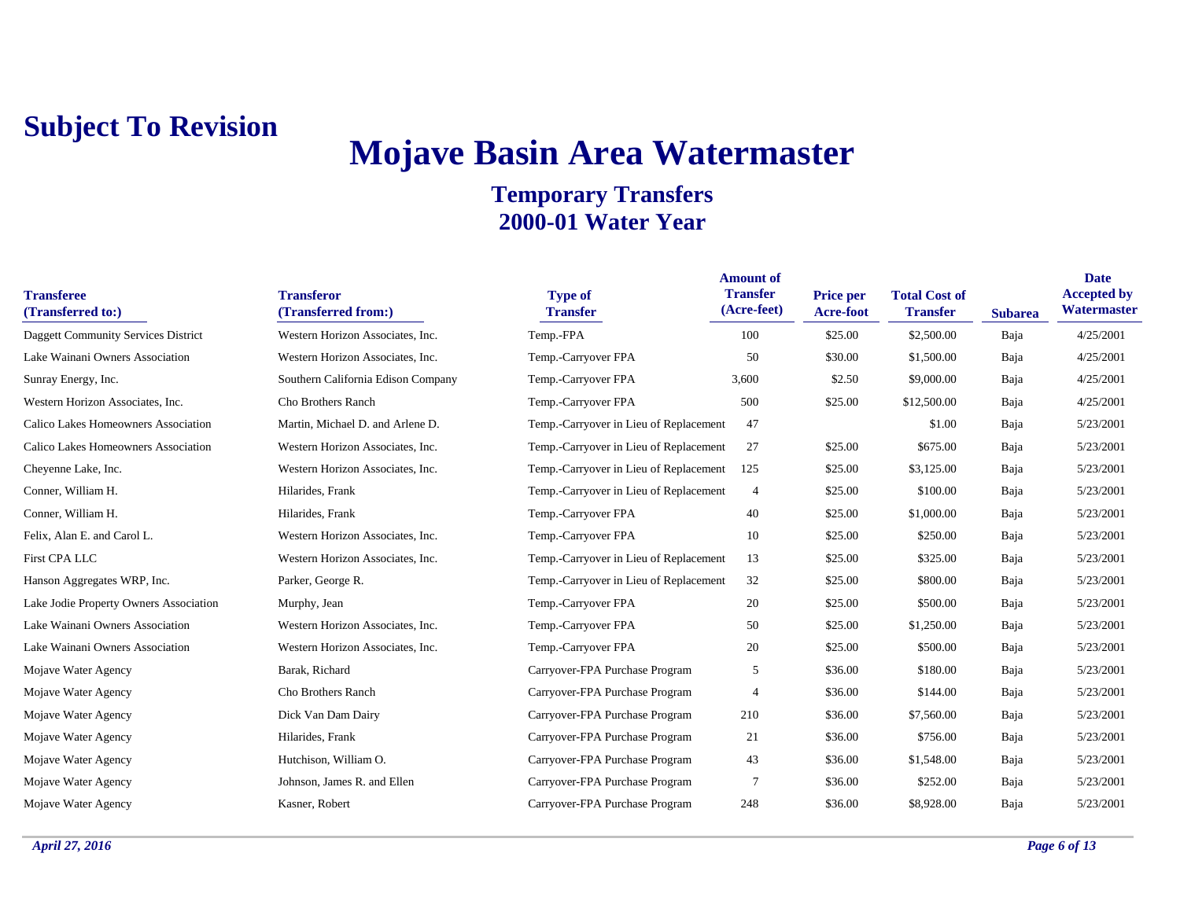**Subject To Revision**

# Mojave Basin Area Watermaster

## Temporary Transfers
## 2000-01 Water Year

| Transferee (Transferred to:) | Transferor (Transferred from:) | Type of Transfer | Amount of Transfer (Acre-feet) | Price per Acre-foot | Total Cost of Transfer | Subarea | Date Accepted by Watermaster |
|---|---|---|---|---|---|---|---|
| Daggett Community Services District | Western Horizon Associates, Inc. | Temp.-FPA | 100 | $25.00 | $2,500.00 | Baja | 4/25/2001 |
| Lake Wainani Owners Association | Western Horizon Associates, Inc. | Temp.-Carryover FPA | 50 | $30.00 | $1,500.00 | Baja | 4/25/2001 |
| Sunray Energy, Inc. | Southern California Edison Company | Temp.-Carryover FPA | 3,600 | $2.50 | $9,000.00 | Baja | 4/25/2001 |
| Western Horizon Associates, Inc. | Cho Brothers Ranch | Temp.-Carryover FPA | 500 | $25.00 | $12,500.00 | Baja | 4/25/2001 |
| Calico Lakes Homeowners Association | Martin, Michael D. and Arlene D. | Temp.-Carryover in Lieu of Replacement | 47 | | $1.00 | Baja | 5/23/2001 |
| Calico Lakes Homeowners Association | Western Horizon Associates, Inc. | Temp.-Carryover in Lieu of Replacement | 27 | $25.00 | $675.00 | Baja | 5/23/2001 |
| Cheyenne Lake, Inc. | Western Horizon Associates, Inc. | Temp.-Carryover in Lieu of Replacement | 125 | $25.00 | $3,125.00 | Baja | 5/23/2001 |
| Conner, William H. | Hilarides, Frank | Temp.-Carryover in Lieu of Replacement | 4 | $25.00 | $100.00 | Baja | 5/23/2001 |
| Conner, William H. | Hilarides, Frank | Temp.-Carryover FPA | 40 | $25.00 | $1,000.00 | Baja | 5/23/2001 |
| Felix, Alan E. and Carol L. | Western Horizon Associates, Inc. | Temp.-Carryover FPA | 10 | $25.00 | $250.00 | Baja | 5/23/2001 |
| First CPA LLC | Western Horizon Associates, Inc. | Temp.-Carryover in Lieu of Replacement | 13 | $25.00 | $325.00 | Baja | 5/23/2001 |
| Hanson Aggregates WRP, Inc. | Parker, George R. | Temp.-Carryover in Lieu of Replacement | 32 | $25.00 | $800.00 | Baja | 5/23/2001 |
| Lake Jodie Property Owners Association | Murphy, Jean | Temp.-Carryover FPA | 20 | $25.00 | $500.00 | Baja | 5/23/2001 |
| Lake Wainani Owners Association | Western Horizon Associates, Inc. | Temp.-Carryover FPA | 50 | $25.00 | $1,250.00 | Baja | 5/23/2001 |
| Lake Wainani Owners Association | Western Horizon Associates, Inc. | Temp.-Carryover FPA | 20 | $25.00 | $500.00 | Baja | 5/23/2001 |
| Mojave Water Agency | Barak, Richard | Carryover-FPA Purchase Program | 5 | $36.00 | $180.00 | Baja | 5/23/2001 |
| Mojave Water Agency | Cho Brothers Ranch | Carryover-FPA Purchase Program | 4 | $36.00 | $144.00 | Baja | 5/23/2001 |
| Mojave Water Agency | Dick Van Dam Dairy | Carryover-FPA Purchase Program | 210 | $36.00 | $7,560.00 | Baja | 5/23/2001 |
| Mojave Water Agency | Hilarides, Frank | Carryover-FPA Purchase Program | 21 | $36.00 | $756.00 | Baja | 5/23/2001 |
| Mojave Water Agency | Hutchison, William O. | Carryover-FPA Purchase Program | 43 | $36.00 | $1,548.00 | Baja | 5/23/2001 |
| Mojave Water Agency | Johnson, James R. and Ellen | Carryover-FPA Purchase Program | 7 | $36.00 | $252.00 | Baja | 5/23/2001 |
| Mojave Water Agency | Kasner, Robert | Carryover-FPA Purchase Program | 248 | $36.00 | $8,928.00 | Baja | 5/23/2001 |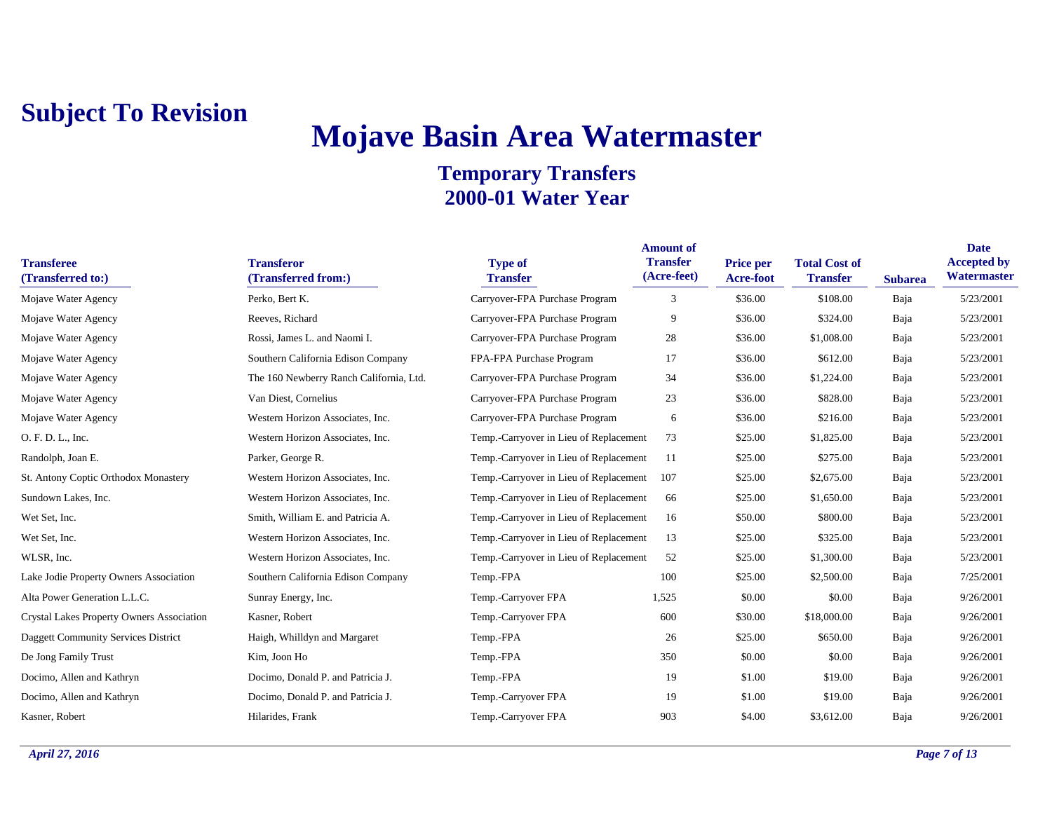**Subject To Revision**

# Mojave Basin Area Watermaster

## Temporary Transfers
## 2000-01 Water Year

| Transferee (Transferred to:) | Transferor (Transferred from:) | Type of Transfer | Amount of Transfer (Acre-feet) | Price per Acre-foot | Total Cost of Transfer | Subarea | Date Accepted by Watermaster |
|---|---|---|---|---|---|---|---|
| Mojave Water Agency | Perko, Bert K. | Carryover-FPA Purchase Program | 3 | $36.00 | $108.00 | Baja | 5/23/2001 |
| Mojave Water Agency | Reeves, Richard | Carryover-FPA Purchase Program | 9 | $36.00 | $324.00 | Baja | 5/23/2001 |
| Mojave Water Agency | Rossi, James L. and Naomi I. | Carryover-FPA Purchase Program | 28 | $36.00 | $1,008.00 | Baja | 5/23/2001 |
| Mojave Water Agency | Southern California Edison Company | FPA-FPA Purchase Program | 17 | $36.00 | $612.00 | Baja | 5/23/2001 |
| Mojave Water Agency | The 160 Newberry Ranch California, Ltd. | Carryover-FPA Purchase Program | 34 | $36.00 | $1,224.00 | Baja | 5/23/2001 |
| Mojave Water Agency | Van Diest, Cornelius | Carryover-FPA Purchase Program | 23 | $36.00 | $828.00 | Baja | 5/23/2001 |
| Mojave Water Agency | Western Horizon Associates, Inc. | Carryover-FPA Purchase Program | 6 | $36.00 | $216.00 | Baja | 5/23/2001 |
| O. F. D. L., Inc. | Western Horizon Associates, Inc. | Temp.-Carryover in Lieu of Replacement | 73 | $25.00 | $1,825.00 | Baja | 5/23/2001 |
| Randolph, Joan E. | Parker, George R. | Temp.-Carryover in Lieu of Replacement | 11 | $25.00 | $275.00 | Baja | 5/23/2001 |
| St. Antony Coptic Orthodox Monastery | Western Horizon Associates, Inc. | Temp.-Carryover in Lieu of Replacement | 107 | $25.00 | $2,675.00 | Baja | 5/23/2001 |
| Sundown Lakes, Inc. | Western Horizon Associates, Inc. | Temp.-Carryover in Lieu of Replacement | 66 | $25.00 | $1,650.00 | Baja | 5/23/2001 |
| Wet Set, Inc. | Smith, William E. and Patricia A. | Temp.-Carryover in Lieu of Replacement | 16 | $50.00 | $800.00 | Baja | 5/23/2001 |
| Wet Set, Inc. | Western Horizon Associates, Inc. | Temp.-Carryover in Lieu of Replacement | 13 | $25.00 | $325.00 | Baja | 5/23/2001 |
| WLSR, Inc. | Western Horizon Associates, Inc. | Temp.-Carryover in Lieu of Replacement | 52 | $25.00 | $1,300.00 | Baja | 5/23/2001 |
| Lake Jodie Property Owners Association | Southern California Edison Company | Temp.-FPA | 100 | $25.00 | $2,500.00 | Baja | 7/25/2001 |
| Alta Power Generation L.L.C. | Sunray Energy, Inc. | Temp.-Carryover FPA | 1,525 | $0.00 | $0.00 | Baja | 9/26/2001 |
| Crystal Lakes Property Owners Association | Kasner, Robert | Temp.-Carryover FPA | 600 | $30.00 | $18,000.00 | Baja | 9/26/2001 |
| Daggett Community Services District | Haigh, Whilldyn and Margaret | Temp.-FPA | 26 | $25.00 | $650.00 | Baja | 9/26/2001 |
| De Jong Family Trust | Kim, Joon Ho | Temp.-FPA | 350 | $0.00 | $0.00 | Baja | 9/26/2001 |
| Docimo, Allen and Kathryn | Docimo, Donald P. and Patricia J. | Temp.-FPA | 19 | $1.00 | $19.00 | Baja | 9/26/2001 |
| Docimo, Allen and Kathryn | Docimo, Donald P. and Patricia J. | Temp.-Carryover FPA | 19 | $1.00 | $19.00 | Baja | 9/26/2001 |
| Kasner, Robert | Hilarides, Frank | Temp.-Carryover FPA | 903 | $4.00 | $3,612.00 | Baja | 9/26/2001 |

*April 27, 2016*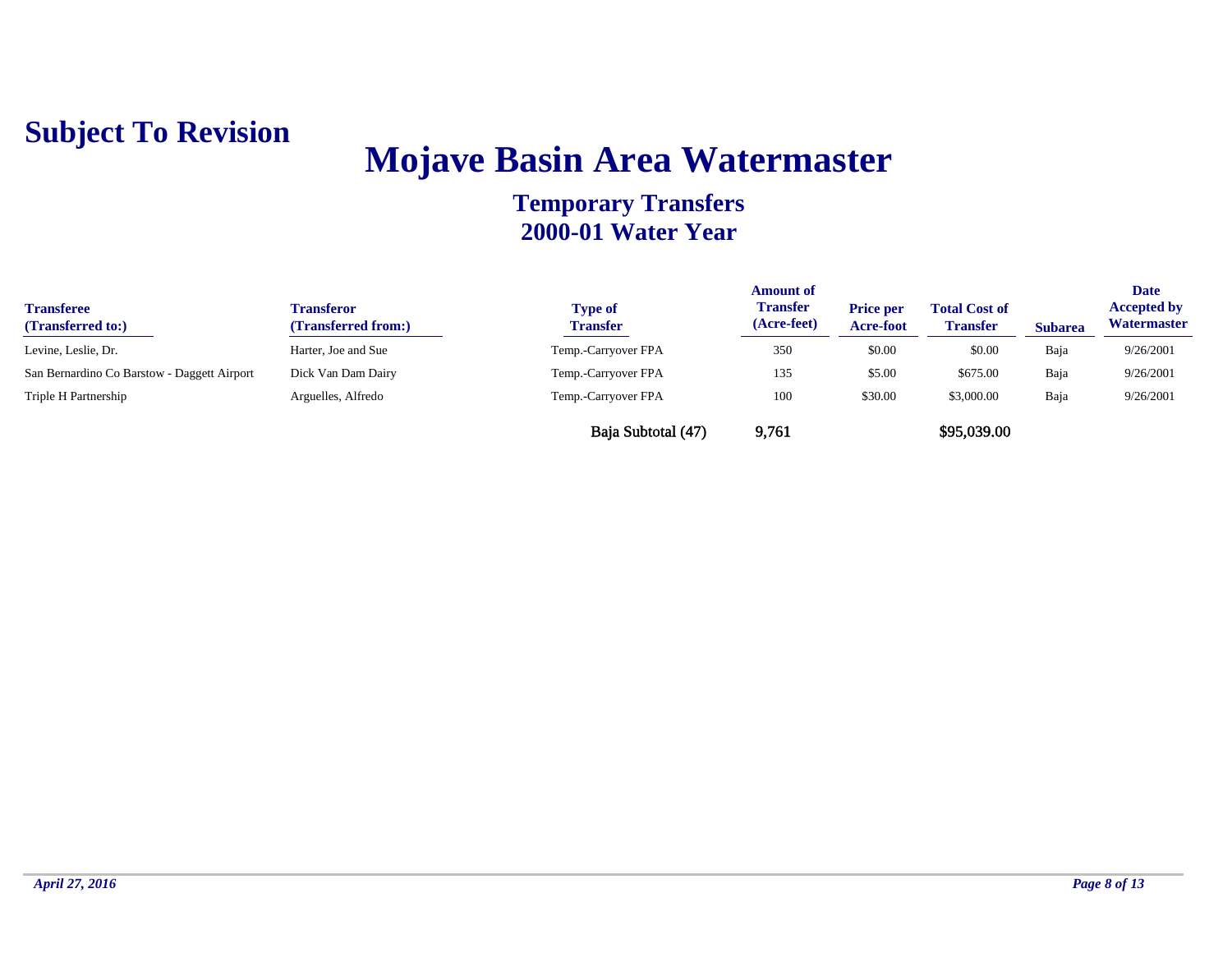**Subject To Revision**

# Mojave Basin Area Watermaster

## Temporary Transfers
## 2000-01 Water Year

| Transferee (Transferred to:) | Transferor (Transferred from:) | Type of Transfer | Amount of Transfer (Acre-feet) | Price per Acre-foot | Total Cost of Transfer | Subarea | Date Accepted by Watermaster |
|---|---|---|---|---|---|---|---|
| Levine, Leslie, Dr. | Harter, Joe and Sue | Temp.-Carryover FPA | 350 | $0.00 | $0.00 | Baja | 9/26/2001 |
| San Bernardino Co Barstow - Daggett Airport | Dick Van Dam Dairy | Temp.-Carryover FPA | 135 | $5.00 | $675.00 | Baja | 9/26/2001 |
| Triple H Partnership | Arguelles, Alfredo | Temp.-Carryover FPA | 100 | $30.00 | $3,000.00 | Baja | 9/26/2001 |
| | | **Baja Subtotal (47)** | **9,761** | | **$95,039.00** | | |

*April 27, 2016*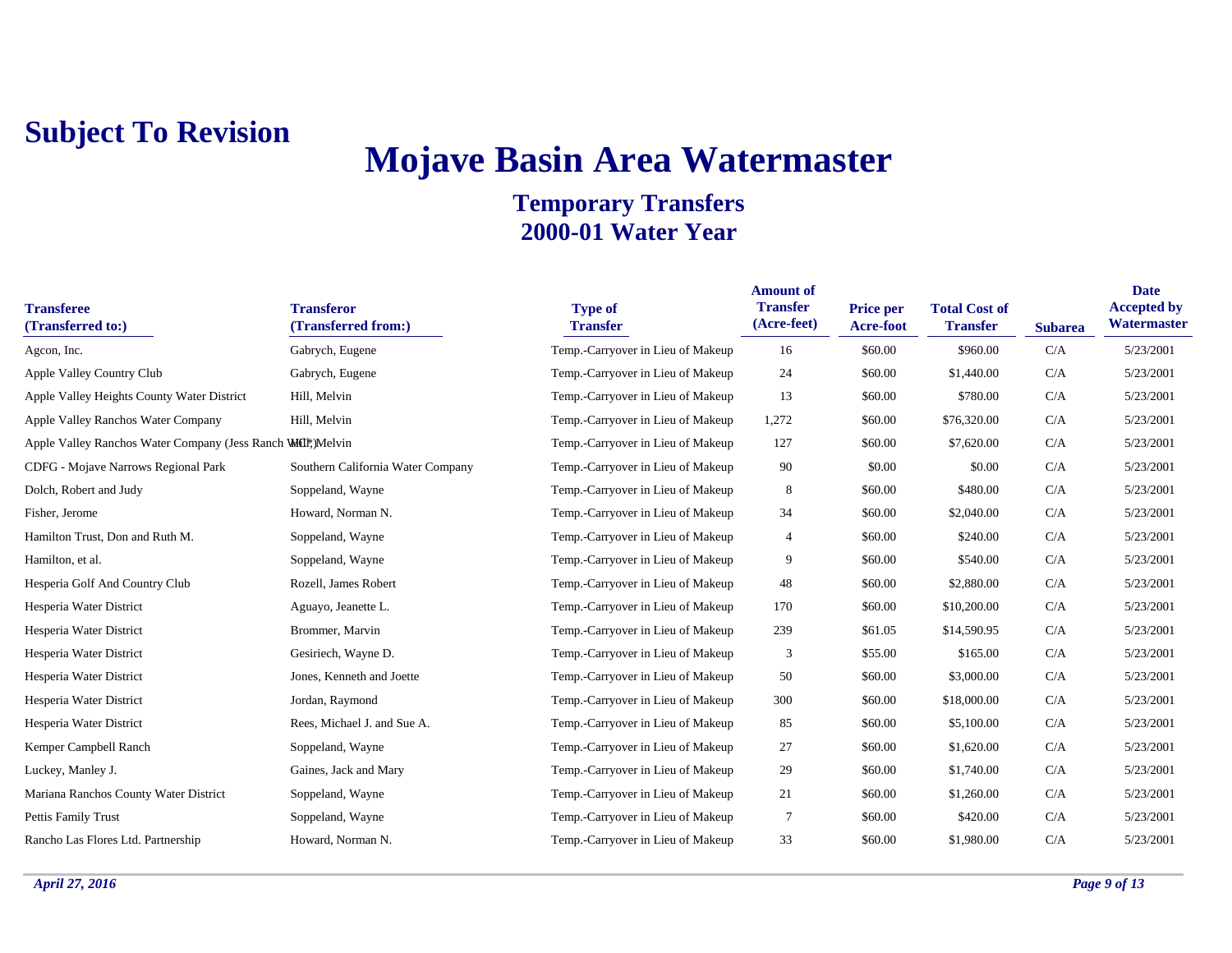**Subject To Revision**

# Mojave Basin Area Watermaster

## Temporary Transfers
## 2000-01 Water Year

| Transferee (Transferred to:) | Transferor (Transferred from:) | Type of Transfer | Amount of Transfer (Acre-feet) | Price per Acre-foot | Total Cost of Transfer | Subarea | Date Accepted by Watermaster |
|---|---|---|---|---|---|---|---|
| Agcon, Inc. | Gabrych, Eugene | Temp.-Carryover in Lieu of Makeup | 16 | $60.00 | $960.00 | C/A | 5/23/2001 |
| Apple Valley Country Club | Gabrych, Eugene | Temp.-Carryover in Lieu of Makeup | 24 | $60.00 | $1,440.00 | C/A | 5/23/2001 |
| Apple Valley Heights County Water District | Hill, Melvin | Temp.-Carryover in Lieu of Makeup | 13 | $60.00 | $780.00 | C/A | 5/23/2001 |
| Apple Valley Ranchos Water Company | Hill, Melvin | Temp.-Carryover in Lieu of Makeup | 1,272 | $60.00 | $76,320.00 | C/A | 5/23/2001 |
| Apple Valley Ranchos Water Company (Jess Ranch WC*) | Hill, Melvin | Temp.-Carryover in Lieu of Makeup | 127 | $60.00 | $7,620.00 | C/A | 5/23/2001 |
| CDFG - Mojave Narrows Regional Park | Southern California Water Company | Temp.-Carryover in Lieu of Makeup | 90 | $0.00 | $0.00 | C/A | 5/23/2001 |
| Dolch, Robert and Judy | Soppeland, Wayne | Temp.-Carryover in Lieu of Makeup | 8 | $60.00 | $480.00 | C/A | 5/23/2001 |
| Fisher, Jerome | Howard, Norman N. | Temp.-Carryover in Lieu of Makeup | 34 | $60.00 | $2,040.00 | C/A | 5/23/2001 |
| Hamilton Trust, Don and Ruth M. | Soppeland, Wayne | Temp.-Carryover in Lieu of Makeup | 4 | $60.00 | $240.00 | C/A | 5/23/2001 |
| Hamilton, et al. | Soppeland, Wayne | Temp.-Carryover in Lieu of Makeup | 9 | $60.00 | $540.00 | C/A | 5/23/2001 |
| Hesperia Golf And Country Club | Rozell, James Robert | Temp.-Carryover in Lieu of Makeup | 48 | $60.00 | $2,880.00 | C/A | 5/23/2001 |
| Hesperia Water District | Aguayo, Jeanette L. | Temp.-Carryover in Lieu of Makeup | 170 | $60.00 | $10,200.00 | C/A | 5/23/2001 |
| Hesperia Water District | Brommer, Marvin | Temp.-Carryover in Lieu of Makeup | 239 | $61.05 | $14,590.95 | C/A | 5/23/2001 |
| Hesperia Water District | Gesiriech, Wayne D. | Temp.-Carryover in Lieu of Makeup | 3 | $55.00 | $165.00 | C/A | 5/23/2001 |
| Hesperia Water District | Jones, Kenneth and Joette | Temp.-Carryover in Lieu of Makeup | 50 | $60.00 | $3,000.00 | C/A | 5/23/2001 |
| Hesperia Water District | Jordan, Raymond | Temp.-Carryover in Lieu of Makeup | 300 | $60.00 | $18,000.00 | C/A | 5/23/2001 |
| Hesperia Water District | Rees, Michael J. and Sue A. | Temp.-Carryover in Lieu of Makeup | 85 | $60.00 | $5,100.00 | C/A | 5/23/2001 |
| Kemper Campbell Ranch | Soppeland, Wayne | Temp.-Carryover in Lieu of Makeup | 27 | $60.00 | $1,620.00 | C/A | 5/23/2001 |
| Luckey, Manley J. | Gaines, Jack and Mary | Temp.-Carryover in Lieu of Makeup | 29 | $60.00 | $1,740.00 | C/A | 5/23/2001 |
| Mariana Ranchos County Water District | Soppeland, Wayne | Temp.-Carryover in Lieu of Makeup | 21 | $60.00 | $1,260.00 | C/A | 5/23/2001 |
| Pettis Family Trust | Soppeland, Wayne | Temp.-Carryover in Lieu of Makeup | 7 | $60.00 | $420.00 | C/A | 5/23/2001 |
| Rancho Las Flores Ltd. Partnership | Howard, Norman N. | Temp.-Carryover in Lieu of Makeup | 33 | $60.00 | $1,980.00 | C/A | 5/23/2001 |

*April 27, 2016*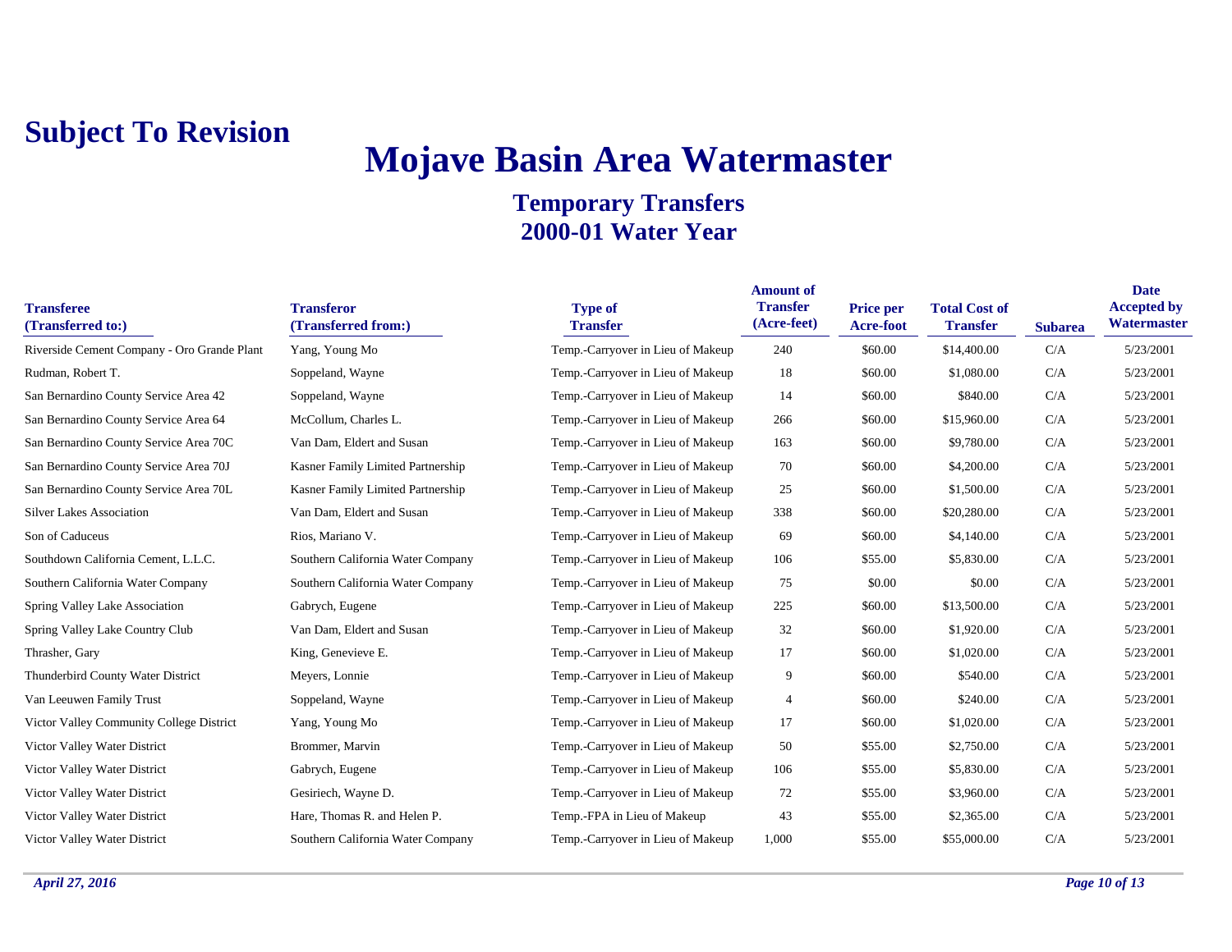**Subject To Revision**

# Mojave Basin Area Watermaster

## Temporary Transfers
## 2000-01 Water Year

| Transferee (Transferred to:) | Transferor (Transferred from:) | Type of Transfer | Amount of Transfer (Acre-feet) | Price per Acre-foot | Total Cost of Transfer | Subarea | Date Accepted by Watermaster |
|---|---|---|---|---|---|---|---|
| Riverside Cement Company - Oro Grande Plant | Yang, Young Mo | Temp.-Carryover in Lieu of Makeup | 240 | $60.00 | $14,400.00 | C/A | 5/23/2001 |
| Rudman, Robert T. | Soppeland, Wayne | Temp.-Carryover in Lieu of Makeup | 18 | $60.00 | $1,080.00 | C/A | 5/23/2001 |
| San Bernardino County Service Area 42 | Soppeland, Wayne | Temp.-Carryover in Lieu of Makeup | 14 | $60.00 | $840.00 | C/A | 5/23/2001 |
| San Bernardino County Service Area 64 | McCollum, Charles L. | Temp.-Carryover in Lieu of Makeup | 266 | $60.00 | $15,960.00 | C/A | 5/23/2001 |
| San Bernardino County Service Area 70C | Van Dam, Eldert and Susan | Temp.-Carryover in Lieu of Makeup | 163 | $60.00 | $9,780.00 | C/A | 5/23/2001 |
| San Bernardino County Service Area 70J | Kasner Family Limited Partnership | Temp.-Carryover in Lieu of Makeup | 70 | $60.00 | $4,200.00 | C/A | 5/23/2001 |
| San Bernardino County Service Area 70L | Kasner Family Limited Partnership | Temp.-Carryover in Lieu of Makeup | 25 | $60.00 | $1,500.00 | C/A | 5/23/2001 |
| Silver Lakes Association | Van Dam, Eldert and Susan | Temp.-Carryover in Lieu of Makeup | 338 | $60.00 | $20,280.00 | C/A | 5/23/2001 |
| Son of Caduceus | Rios, Mariano V. | Temp.-Carryover in Lieu of Makeup | 69 | $60.00 | $4,140.00 | C/A | 5/23/2001 |
| Southdown California Cement, L.L.C. | Southern California Water Company | Temp.-Carryover in Lieu of Makeup | 106 | $55.00 | $5,830.00 | C/A | 5/23/2001 |
| Southern California Water Company | Southern California Water Company | Temp.-Carryover in Lieu of Makeup | 75 | $0.00 | $0.00 | C/A | 5/23/2001 |
| Spring Valley Lake Association | Gabrych, Eugene | Temp.-Carryover in Lieu of Makeup | 225 | $60.00 | $13,500.00 | C/A | 5/23/2001 |
| Spring Valley Lake Country Club | Van Dam, Eldert and Susan | Temp.-Carryover in Lieu of Makeup | 32 | $60.00 | $1,920.00 | C/A | 5/23/2001 |
| Thrasher, Gary | King, Genevieve E. | Temp.-Carryover in Lieu of Makeup | 17 | $60.00 | $1,020.00 | C/A | 5/23/2001 |
| Thunderbird County Water District | Meyers, Lonnie | Temp.-Carryover in Lieu of Makeup | 9 | $60.00 | $540.00 | C/A | 5/23/2001 |
| Van Leeuwen Family Trust | Soppeland, Wayne | Temp.-Carryover in Lieu of Makeup | 4 | $60.00 | $240.00 | C/A | 5/23/2001 |
| Victor Valley Community College District | Yang, Young Mo | Temp.-Carryover in Lieu of Makeup | 17 | $60.00 | $1,020.00 | C/A | 5/23/2001 |
| Victor Valley Water District | Brommer, Marvin | Temp.-Carryover in Lieu of Makeup | 50 | $55.00 | $2,750.00 | C/A | 5/23/2001 |
| Victor Valley Water District | Gabrych, Eugene | Temp.-Carryover in Lieu of Makeup | 106 | $55.00 | $5,830.00 | C/A | 5/23/2001 |
| Victor Valley Water District | Gesiriech, Wayne D. | Temp.-Carryover in Lieu of Makeup | 72 | $55.00 | $3,960.00 | C/A | 5/23/2001 |
| Victor Valley Water District | Hare, Thomas R. and Helen P. | Temp.-FPA in Lieu of Makeup | 43 | $55.00 | $2,365.00 | C/A | 5/23/2001 |
| Victor Valley Water District | Southern California Water Company | Temp.-Carryover in Lieu of Makeup | 1,000 | $55.00 | $55,000.00 | C/A | 5/23/2001 |

*April 27, 2016*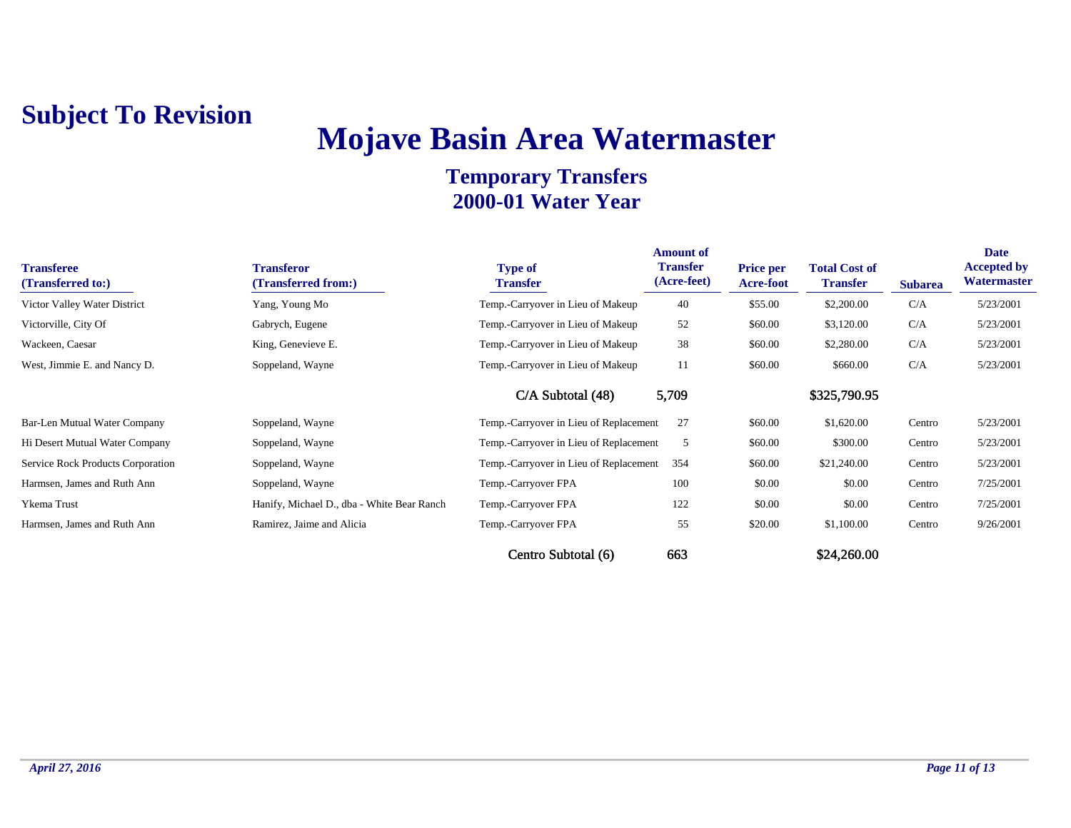**Subject To Revision**

# Mojave Basin Area Watermaster

## Temporary Transfers
## 2000-01 Water Year

| Transferee (Transferred to:) | Transferor (Transferred from:) | Type of Transfer | Amount of Transfer (Acre-feet) | Price per Acre-foot | Total Cost of Transfer | Subarea | Date Accepted by Watermaster |
|---|---|---|---|---|---|---|---|
| Victor Valley Water District | Yang, Young Mo | Temp.-Carryover in Lieu of Makeup | 40 | $55.00 | $2,200.00 | C/A | 5/23/2001 |
| Victorville, City Of | Gabrych, Eugene | Temp.-Carryover in Lieu of Makeup | 52 | $60.00 | $3,120.00 | C/A | 5/23/2001 |
| Wackeen, Caesar | King, Genevieve E. | Temp.-Carryover in Lieu of Makeup | 38 | $60.00 | $2,280.00 | C/A | 5/23/2001 |
| West, Jimmie E. and Nancy D. | Soppeland, Wayne | Temp.-Carryover in Lieu of Makeup | 11 | $60.00 | $660.00 | C/A | 5/23/2001 |
| | | C/A Subtotal (48) | 5,709 | | $325,790.95 | | |
| Bar-Len Mutual Water Company | Soppeland, Wayne | Temp.-Carryover in Lieu of Replacement | 27 | $60.00 | $1,620.00 | Centro | 5/23/2001 |
| Hi Desert Mutual Water Company | Soppeland, Wayne | Temp.-Carryover in Lieu of Replacement | 5 | $60.00 | $300.00 | Centro | 5/23/2001 |
| Service Rock Products Corporation | Soppeland, Wayne | Temp.-Carryover in Lieu of Replacement | 354 | $60.00 | $21,240.00 | Centro | 5/23/2001 |
| Harmsen, James and Ruth Ann | Soppeland, Wayne | Temp.-Carryover FPA | 100 | $0.00 | $0.00 | Centro | 7/25/2001 |
| Ykema Trust | Hanify, Michael D., dba - White Bear Ranch | Temp.-Carryover FPA | 122 | $0.00 | $0.00 | Centro | 7/25/2001 |
| Harmsen, James and Ruth Ann | Ramirez, Jaime and Alicia | Temp.-Carryover FPA | 55 | $20.00 | $1,100.00 | Centro | 9/26/2001 |
| | | Centro Subtotal (6) | 663 | | $24,260.00 | | |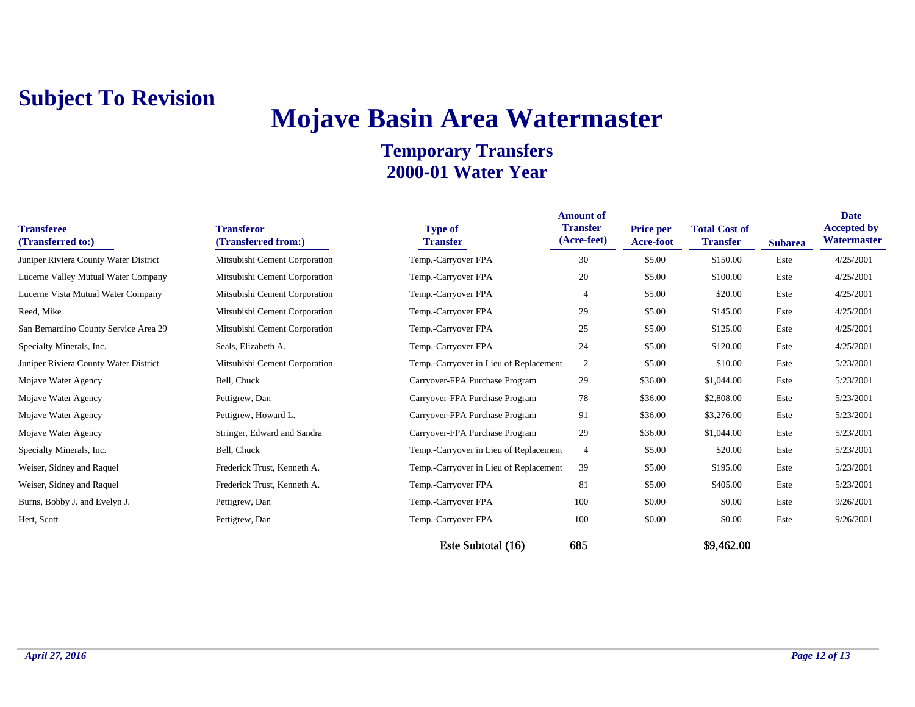**Subject To Revision**

# Mojave Basin Area Watermaster

## Temporary Transfers
## 2000-01 Water Year

| Transferee (Transferred to:) | Transferor (Transferred from:) | Type of Transfer | Amount of Transfer (Acre-feet) | Price per Acre-foot | Total Cost of Transfer | Subarea | Date Accepted by Watermaster |
|---|---|---|---|---|---|---|---|
| Juniper Riviera County Water District | Mitsubishi Cement Corporation | Temp.-Carryover FPA | 30 | $5.00 | $150.00 | Este | 4/25/2001 |
| Lucerne Valley Mutual Water Company | Mitsubishi Cement Corporation | Temp.-Carryover FPA | 20 | $5.00 | $100.00 | Este | 4/25/2001 |
| Lucerne Vista Mutual Water Company | Mitsubishi Cement Corporation | Temp.-Carryover FPA | 4 | $5.00 | $20.00 | Este | 4/25/2001 |
| Reed, Mike | Mitsubishi Cement Corporation | Temp.-Carryover FPA | 29 | $5.00 | $145.00 | Este | 4/25/2001 |
| San Bernardino County Service Area 29 | Mitsubishi Cement Corporation | Temp.-Carryover FPA | 25 | $5.00 | $125.00 | Este | 4/25/2001 |
| Specialty Minerals, Inc. | Seals, Elizabeth A. | Temp.-Carryover FPA | 24 | $5.00 | $120.00 | Este | 4/25/2001 |
| Juniper Riviera County Water District | Mitsubishi Cement Corporation | Temp.-Carryover in Lieu of Replacement | 2 | $5.00 | $10.00 | Este | 5/23/2001 |
| Mojave Water Agency | Bell, Chuck | Carryover-FPA Purchase Program | 29 | $36.00 | $1,044.00 | Este | 5/23/2001 |
| Mojave Water Agency | Pettigrew, Dan | Carryover-FPA Purchase Program | 78 | $36.00 | $2,808.00 | Este | 5/23/2001 |
| Mojave Water Agency | Pettigrew, Howard L. | Carryover-FPA Purchase Program | 91 | $36.00 | $3,276.00 | Este | 5/23/2001 |
| Mojave Water Agency | Stringer, Edward and Sandra | Carryover-FPA Purchase Program | 29 | $36.00 | $1,044.00 | Este | 5/23/2001 |
| Specialty Minerals, Inc. | Bell, Chuck | Temp.-Carryover in Lieu of Replacement | 4 | $5.00 | $20.00 | Este | 5/23/2001 |
| Weiser, Sidney and Raquel | Frederick Trust, Kenneth A. | Temp.-Carryover in Lieu of Replacement | 39 | $5.00 | $195.00 | Este | 5/23/2001 |
| Weiser, Sidney and Raquel | Frederick Trust, Kenneth A. | Temp.-Carryover FPA | 81 | $5.00 | $405.00 | Este | 5/23/2001 |
| Burns, Bobby J. and Evelyn J. | Pettigrew, Dan | Temp.-Carryover FPA | 100 | $0.00 | $0.00 | Este | 9/26/2001 |
| Hert, Scott | Pettigrew, Dan | Temp.-Carryover FPA | 100 | $0.00 | $0.00 | Este | 9/26/2001 |
| | | Este Subtotal (16) | 685 | | $9,462.00 | | |

*April 27, 2016*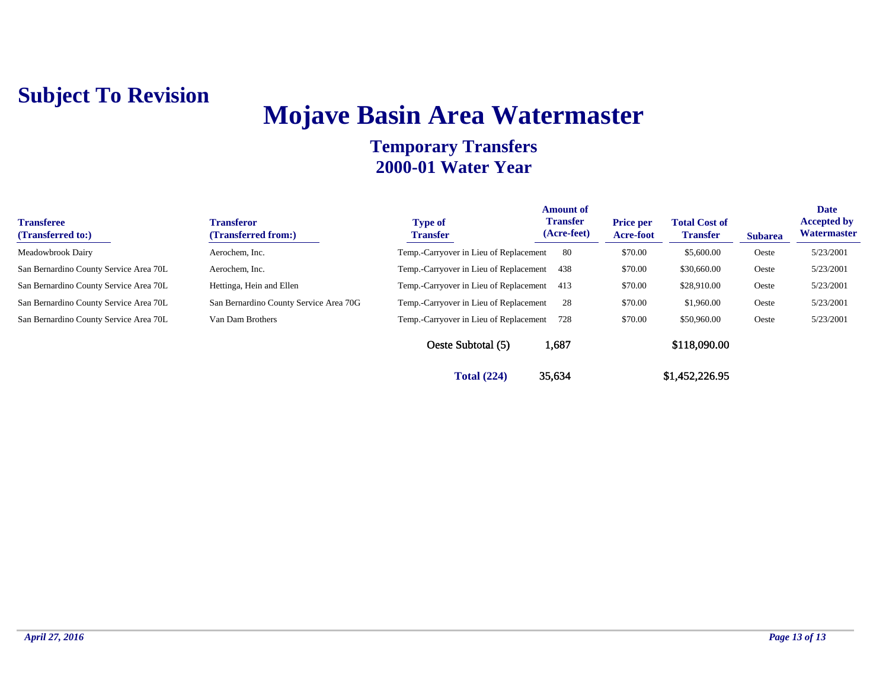**Subject To Revision**

# Mojave Basin Area Watermaster

## Temporary Transfers
## 2000-01 Water Year

| Transferee (Transferred to:) | Transferor (Transferred from:) | Type of Transfer | Amount of Transfer (Acre-feet) | Price per Acre-foot | Total Cost of Transfer | Subarea | Date Accepted by Watermaster |
|---|---|---|---|---|---|---|---|
| Meadowbrook Dairy | Aerochem, Inc. | Temp.-Carryover in Lieu of Replacement | 80 | $70.00 | $5,600.00 | Oeste | 5/23/2001 |
| San Bernardino County Service Area 70L | Aerochem, Inc. | Temp.-Carryover in Lieu of Replacement | 438 | $70.00 | $30,660.00 | Oeste | 5/23/2001 |
| San Bernardino County Service Area 70L | Hettinga, Hein and Ellen | Temp.-Carryover in Lieu of Replacement | 413 | $70.00 | $28,910.00 | Oeste | 5/23/2001 |
| San Bernardino County Service Area 70L | San Bernardino County Service Area 70G | Temp.-Carryover in Lieu of Replacement | 28 | $70.00 | $1,960.00 | Oeste | 5/23/2001 |
| San Bernardino County Service Area 70L | Van Dam Brothers | Temp.-Carryover in Lieu of Replacement | 728 | $70.00 | $50,960.00 | Oeste | 5/23/2001 |
| | | Oeste Subtotal (5) | 1,687 | | $118,090.00 | | |
| | | **Total (224)** | 35,634 | | $1,452,226.95 | | |

*April 27, 2016*